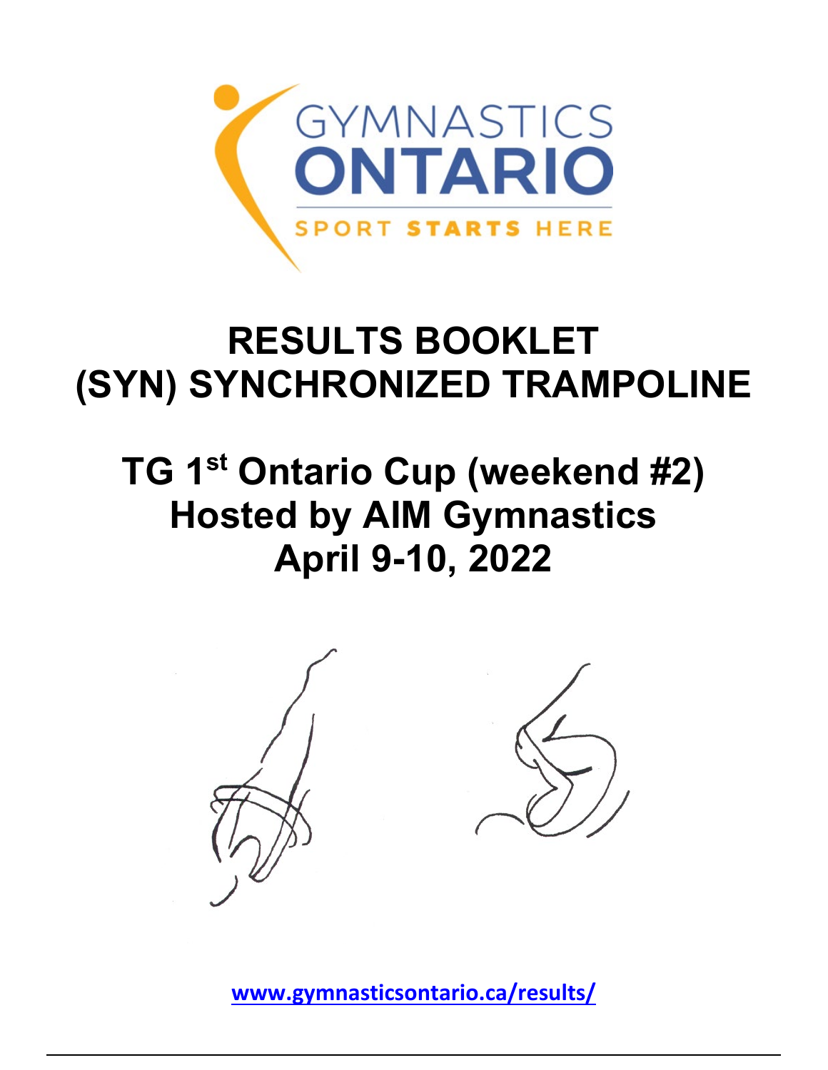GYMNASTICS
ONTARIO
SPORT STARTS HERE

# RESULTS BOOKLET
# (SYN) SYNCHRONIZED TRAMPOLINE

## TG 1st Ontario Cup (weekend #2)
## Hosted by AIM Gymnastics
## April 9-10, 2022

**www.gymnasticsontario.ca/results/**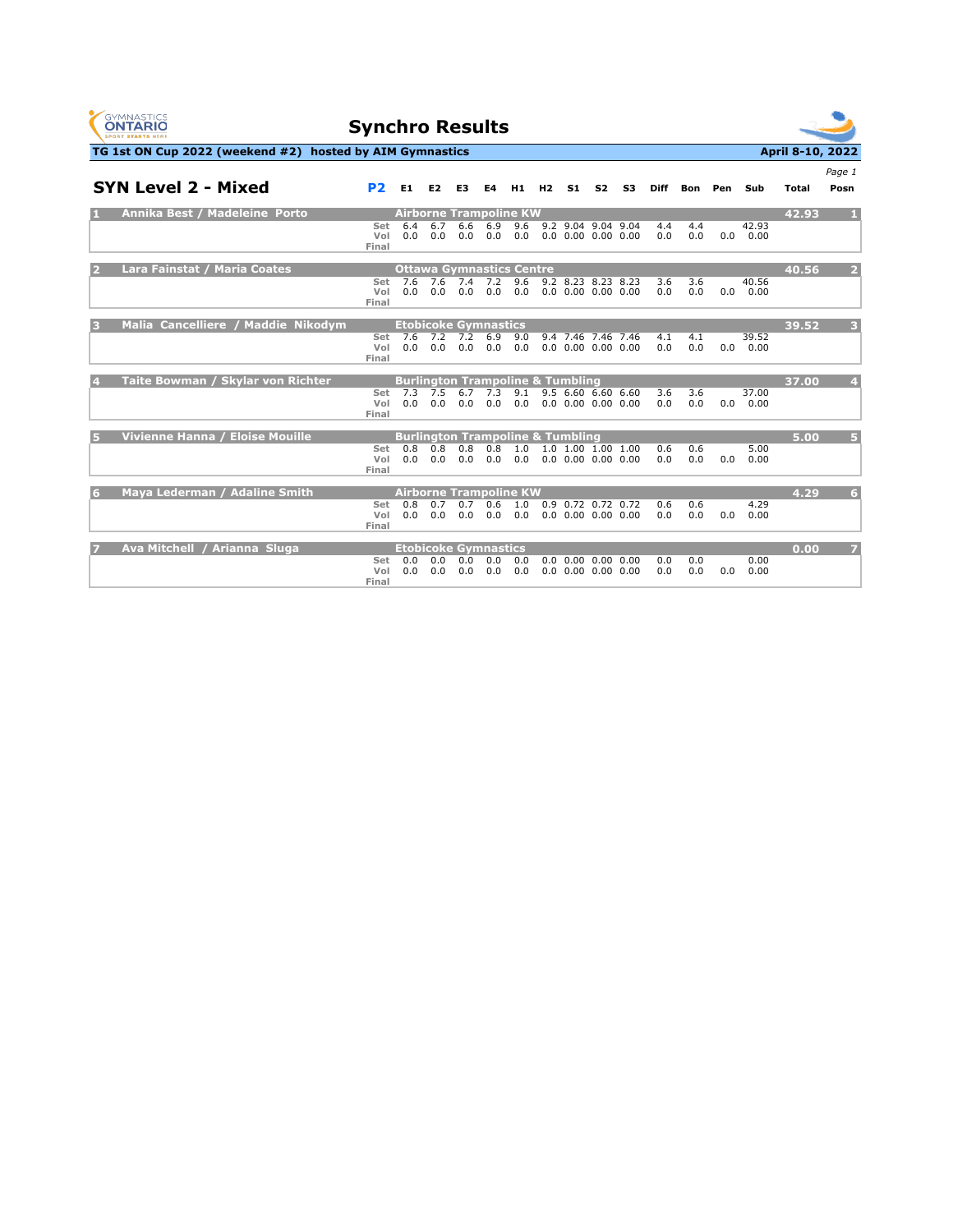# Synchro Results

**TG 1st ON Cup 2022 (weekend #2) hosted by AIM Gymnastics** — **April 8-10, 2022**

## SYN Level 2 - Mixed

| Posn | Athletes | Club | P2 | E1 | E2 | E3 | E4 | H1 | H2 | S1 | S2 | S3 | Diff | Bon | Pen | Sub | Total | Posn |
|---|---|---|---|---|---|---|---|---|---|---|---|---|---|---|---|---|---|---|
| 1 | Annika Best / Madeleine Porto | Airborne Trampoline KW | | | | | | | | | | | | | | | 42.93 | 1 |
| | | | Set | 6.4 | 6.7 | 6.6 | 6.9 | 9.6 | 9.2 | 9.04 | 9.04 | 9.04 | 4.4 | 4.4 | | 42.93 | | |
| | | | Vol | 0.0 | 0.0 | 0.0 | 0.0 | 0.0 | 0.0 | 0.00 | 0.00 | 0.00 | 0.0 | 0.0 | 0.0 | 0.00 | | |
| | | | Final | | | | | | | | | | | | | | | |
| 2 | Lara Fainstat / Maria Coates | Ottawa Gymnastics Centre | | | | | | | | | | | | | | | 40.56 | 2 |
| | | | Set | 7.6 | 7.6 | 7.4 | 7.2 | 9.6 | 9.2 | 8.23 | 8.23 | 8.23 | 3.6 | 3.6 | | 40.56 | | |
| | | | Vol | 0.0 | 0.0 | 0.0 | 0.0 | 0.0 | 0.0 | 0.00 | 0.00 | 0.00 | 0.0 | 0.0 | 0.0 | 0.00 | | |
| | | | Final | | | | | | | | | | | | | | | |
| 3 | Malia Cancelliere / Maddie Nikodym | Etobicoke Gymnastics | | | | | | | | | | | | | | | 39.52 | 3 |
| | | | Set | 7.6 | 7.2 | 7.2 | 6.9 | 9.0 | 9.4 | 7.46 | 7.46 | 7.46 | 4.1 | 4.1 | | 39.52 | | |
| | | | Vol | 0.0 | 0.0 | 0.0 | 0.0 | 0.0 | 0.0 | 0.00 | 0.00 | 0.00 | 0.0 | 0.0 | 0.0 | 0.00 | | |
| | | | Final | | | | | | | | | | | | | | | |
| 4 | Taite Bowman / Skylar von Richter | Burlington Trampoline & Tumbling | | | | | | | | | | | | | | | 37.00 | 4 |
| | | | Set | 7.3 | 7.5 | 6.7 | 7.3 | 9.1 | 9.5 | 6.60 | 6.60 | 6.60 | 3.6 | 3.6 | | 37.00 | | |
| | | | Vol | 0.0 | 0.0 | 0.0 | 0.0 | 0.0 | 0.0 | 0.00 | 0.00 | 0.00 | 0.0 | 0.0 | 0.0 | 0.00 | | |
| | | | Final | | | | | | | | | | | | | | | |
| 5 | Vivienne Hanna / Eloise Mouille | Burlington Trampoline & Tumbling | | | | | | | | | | | | | | | 5.00 | 5 |
| | | | Set | 0.8 | 0.8 | 0.8 | 0.8 | 1.0 | 1.0 | 1.00 | 1.00 | 1.00 | 0.6 | 0.6 | | 5.00 | | |
| | | | Vol | 0.0 | 0.0 | 0.0 | 0.0 | 0.0 | 0.0 | 0.00 | 0.00 | 0.00 | 0.0 | 0.0 | 0.0 | 0.00 | | |
| | | | Final | | | | | | | | | | | | | | | |
| 6 | Maya Lederman / Adaline Smith | Airborne Trampoline KW | | | | | | | | | | | | | | | 4.29 | 6 |
| | | | Set | 0.8 | 0.7 | 0.7 | 0.6 | 1.0 | 0.9 | 0.72 | 0.72 | 0.72 | 0.6 | 0.6 | | 4.29 | | |
| | | | Vol | 0.0 | 0.0 | 0.0 | 0.0 | 0.0 | 0.0 | 0.00 | 0.00 | 0.00 | 0.0 | 0.0 | 0.0 | 0.00 | | |
| | | | Final | | | | | | | | | | | | | | | |
| 7 | Ava Mitchell / Arianna Sluga | Etobicoke Gymnastics | | | | | | | | | | | | | | | 0.00 | 7 |
| | | | Set | 0.0 | 0.0 | 0.0 | 0.0 | 0.0 | 0.0 | 0.00 | 0.00 | 0.00 | 0.0 | 0.0 | | 0.00 | | |
| | | | Vol | 0.0 | 0.0 | 0.0 | 0.0 | 0.0 | 0.0 | 0.00 | 0.00 | 0.00 | 0.0 | 0.0 | 0.0 | 0.00 | | |
| | | | Final | | | | | | | | | | | | | | | |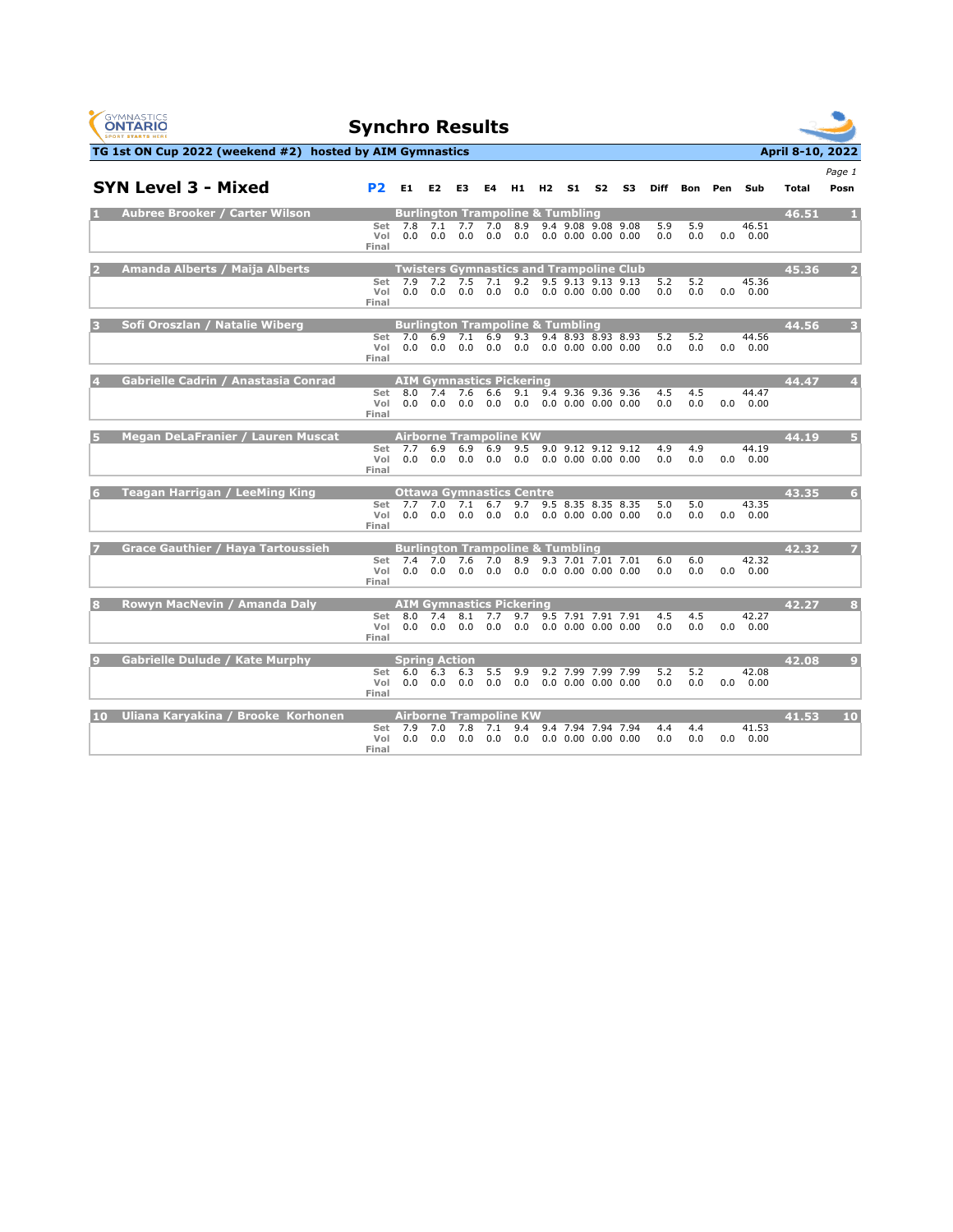# Synchro Results

**TG 1st ON Cup 2022 (weekend #2) hosted by AIM Gymnastics** — **April 8-10, 2022**

## SYN Level 3 - Mixed

P2

| # | Athletes / Club | | E1 | E2 | E3 | E4 | H1 | H2 | S1 | S2 | S3 | Diff | Bon | Pen | Sub | Total | Posn |
|---|---|---|---|---|---|---|---|---|---|---|---|---|---|---|---|---|---|
| 1 | Aubree Brooker / Carter Wilson — Burlington Trampoline & Tumbling | Set | 7.8 | 7.1 | 7.7 | 7.0 | 8.9 | 9.4 | 9.08 | 9.08 | 9.08 | 5.9 | 5.9 | | 46.51 | 46.51 | 1 |
| | | Vol | 0.0 | 0.0 | 0.0 | 0.0 | 0.0 | 0.0 | 0.00 | 0.00 | 0.00 | 0.0 | 0.0 | 0.0 | 0.00 | | |
| | | Final | | | | | | | | | | | | | | | |
| 2 | Amanda Alberts / Maija Alberts — Twisters Gymnastics and Trampoline Club | Set | 7.9 | 7.2 | 7.5 | 7.1 | 9.2 | 9.5 | 9.13 | 9.13 | 9.13 | 5.2 | 5.2 | | 45.36 | 45.36 | 2 |
| | | Vol | 0.0 | 0.0 | 0.0 | 0.0 | 0.0 | 0.0 | 0.00 | 0.00 | 0.00 | 0.0 | 0.0 | 0.0 | 0.00 | | |
| | | Final | | | | | | | | | | | | | | | |
| 3 | Sofi Oroszlan / Natalie Wiberg — Burlington Trampoline & Tumbling | Set | 7.0 | 6.9 | 7.1 | 6.9 | 9.3 | 9.4 | 8.93 | 8.93 | 8.93 | 5.2 | 5.2 | | 44.56 | 44.56 | 3 |
| | | Vol | 0.0 | 0.0 | 0.0 | 0.0 | 0.0 | 0.0 | 0.00 | 0.00 | 0.00 | 0.0 | 0.0 | 0.0 | 0.00 | | |
| | | Final | | | | | | | | | | | | | | | |
| 4 | Gabrielle Cadrin / Anastasia Conrad — AIM Gymnastics Pickering | Set | 8.0 | 7.4 | 7.6 | 6.6 | 9.1 | 9.4 | 9.36 | 9.36 | 9.36 | 4.5 | 4.5 | | 44.47 | 44.47 | 4 |
| | | Vol | 0.0 | 0.0 | 0.0 | 0.0 | 0.0 | 0.0 | 0.00 | 0.00 | 0.00 | 0.0 | 0.0 | 0.0 | 0.00 | | |
| | | Final | | | | | | | | | | | | | | | |
| 5 | Megan DeLaFranier / Lauren Muscat — Airborne Trampoline KW | Set | 7.7 | 6.9 | 6.9 | 6.9 | 9.5 | 9.0 | 9.12 | 9.12 | 9.12 | 4.9 | 4.9 | | 44.19 | 44.19 | 5 |
| | | Vol | 0.0 | 0.0 | 0.0 | 0.0 | 0.0 | 0.0 | 0.00 | 0.00 | 0.00 | 0.0 | 0.0 | 0.0 | 0.00 | | |
| | | Final | | | | | | | | | | | | | | | |
| 6 | Teagan Harrigan / LeeMing King — Ottawa Gymnastics Centre | Set | 7.7 | 7.0 | 7.1 | 6.7 | 9.7 | 9.5 | 8.35 | 8.35 | 8.35 | 5.0 | 5.0 | | 43.35 | 43.35 | 6 |
| | | Vol | 0.0 | 0.0 | 0.0 | 0.0 | 0.0 | 0.0 | 0.00 | 0.00 | 0.00 | 0.0 | 0.0 | 0.0 | 0.00 | | |
| | | Final | | | | | | | | | | | | | | | |
| 7 | Grace Gauthier / Haya Tartoussieh — Burlington Trampoline & Tumbling | Set | 7.4 | 7.0 | 7.6 | 7.0 | 8.9 | 9.3 | 7.01 | 7.01 | 7.01 | 6.0 | 6.0 | | 42.32 | 42.32 | 7 |
| | | Vol | 0.0 | 0.0 | 0.0 | 0.0 | 0.0 | 0.0 | 0.00 | 0.00 | 0.00 | 0.0 | 0.0 | 0.0 | 0.00 | | |
| | | Final | | | | | | | | | | | | | | | |
| 8 | Rowyn MacNevin / Amanda Daly — AIM Gymnastics Pickering | Set | 8.0 | 7.4 | 8.1 | 7.7 | 9.7 | 9.5 | 7.91 | 7.91 | 7.91 | 4.5 | 4.5 | | 42.27 | 42.27 | 8 |
| | | Vol | 0.0 | 0.0 | 0.0 | 0.0 | 0.0 | 0.0 | 0.00 | 0.00 | 0.00 | 0.0 | 0.0 | 0.0 | 0.00 | | |
| | | Final | | | | | | | | | | | | | | | |
| 9 | Gabrielle Dulude / Kate Murphy — Spring Action | Set | 6.0 | 6.3 | 6.3 | 5.5 | 9.9 | 9.2 | 7.99 | 7.99 | 7.99 | 5.2 | 5.2 | | 42.08 | 42.08 | 9 |
| | | Vol | 0.0 | 0.0 | 0.0 | 0.0 | 0.0 | 0.0 | 0.00 | 0.00 | 0.00 | 0.0 | 0.0 | 0.0 | 0.00 | | |
| | | Final | | | | | | | | | | | | | | | |
| 10 | Uliana Karyakina / Brooke Korhonen — Airborne Trampoline KW | Set | 7.9 | 7.0 | 7.8 | 7.1 | 9.4 | 9.4 | 7.94 | 7.94 | 7.94 | 4.4 | 4.4 | | 41.53 | 41.53 | 10 |
| | | Vol | 0.0 | 0.0 | 0.0 | 0.0 | 0.0 | 0.0 | 0.00 | 0.00 | 0.00 | 0.0 | 0.0 | 0.0 | 0.00 | | |
| | | Final | | | | | | | | | | | | | | | |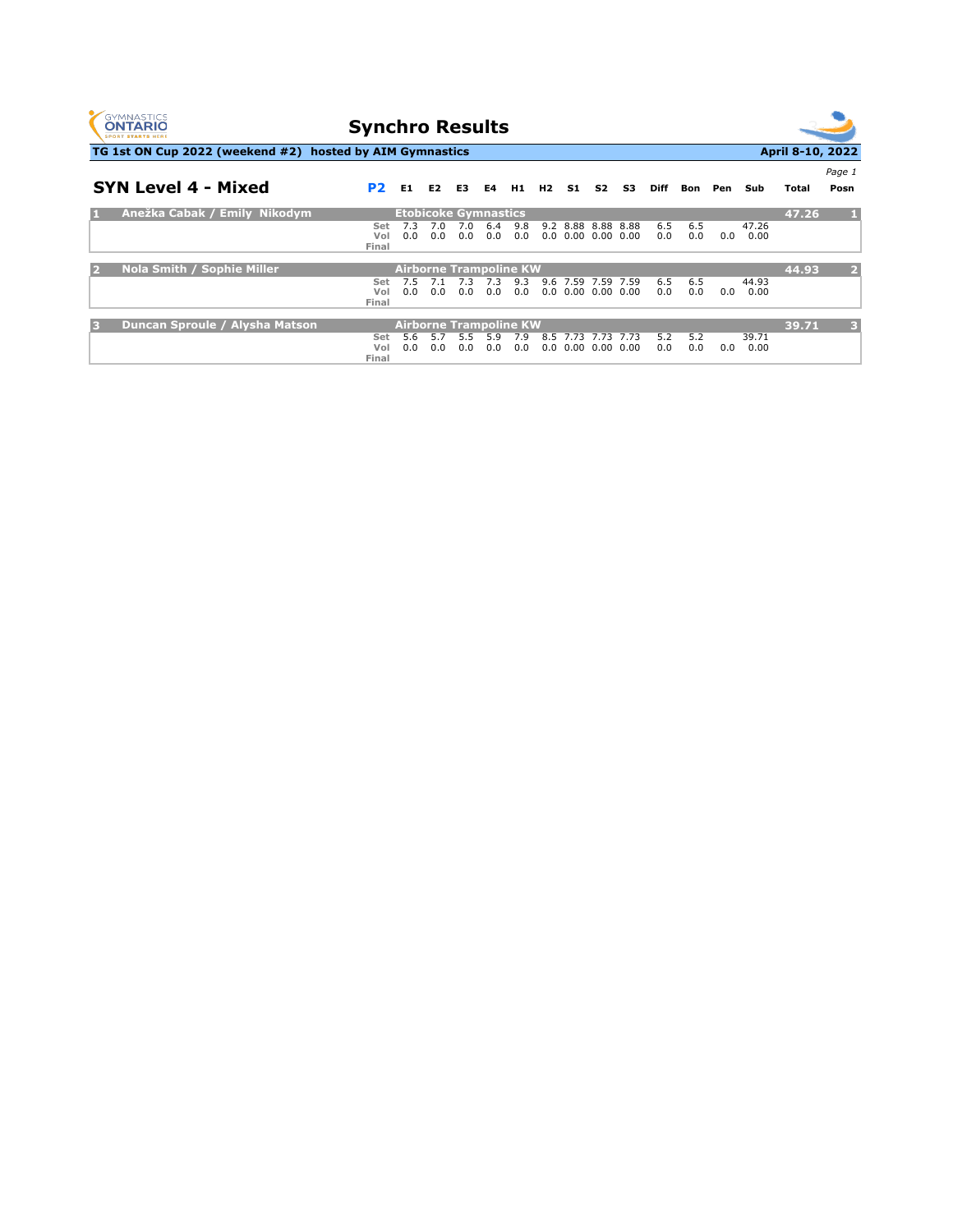# Synchro Results

**TG 1st ON Cup 2022 (weekend #2) hosted by AIM Gymnastics** — **April 8-10, 2022**

## SYN Level 4 - Mixed

| | | P2 | E1 | E2 | E3 | E4 | H1 | H2 | S1 | S2 | S3 | Diff | Bon | Pen | Sub | Total | Posn |
|---|---|---|---|---|---|---|---|---|---|---|---|---|---|---|---|---|---|
| **1** | **Anežka Cabak / Emily Nikodym** | **Etobicoke Gymnastics** | | | | | | | | | | | | | | **47.26** | **1** |
| | | Set | 7.3 | 7.0 | 7.0 | 6.4 | 9.8 | 9.2 | 8.88 | 8.88 | 8.88 | 6.5 | 6.5 | | 47.26 | | |
| | | Vol | 0.0 | 0.0 | 0.0 | 0.0 | 0.0 | 0.0 | 0.00 | 0.00 | 0.00 | 0.0 | 0.0 | 0.0 | 0.00 | | |
| | | Final | | | | | | | | | | | | | | | |
| **2** | **Nola Smith / Sophie Miller** | **Airborne Trampoline KW** | | | | | | | | | | | | | | **44.93** | **2** |
| | | Set | 7.5 | 7.1 | 7.3 | 7.3 | 9.3 | 9.6 | 7.59 | 7.59 | 7.59 | 6.5 | 6.5 | | 44.93 | | |
| | | Vol | 0.0 | 0.0 | 0.0 | 0.0 | 0.0 | 0.0 | 0.00 | 0.00 | 0.00 | 0.0 | 0.0 | 0.0 | 0.00 | | |
| | | Final | | | | | | | | | | | | | | | |
| **3** | **Duncan Sproule / Alysha Matson** | **Airborne Trampoline KW** | | | | | | | | | | | | | | **39.71** | **3** |
| | | Set | 5.6 | 5.7 | 5.5 | 5.9 | 7.9 | 8.5 | 7.73 | 7.73 | 7.73 | 5.2 | 5.2 | | 39.71 | | |
| | | Vol | 0.0 | 0.0 | 0.0 | 0.0 | 0.0 | 0.0 | 0.00 | 0.00 | 0.00 | 0.0 | 0.0 | 0.0 | 0.00 | | |
| | | Final | | | | | | | | | | | | | | | |